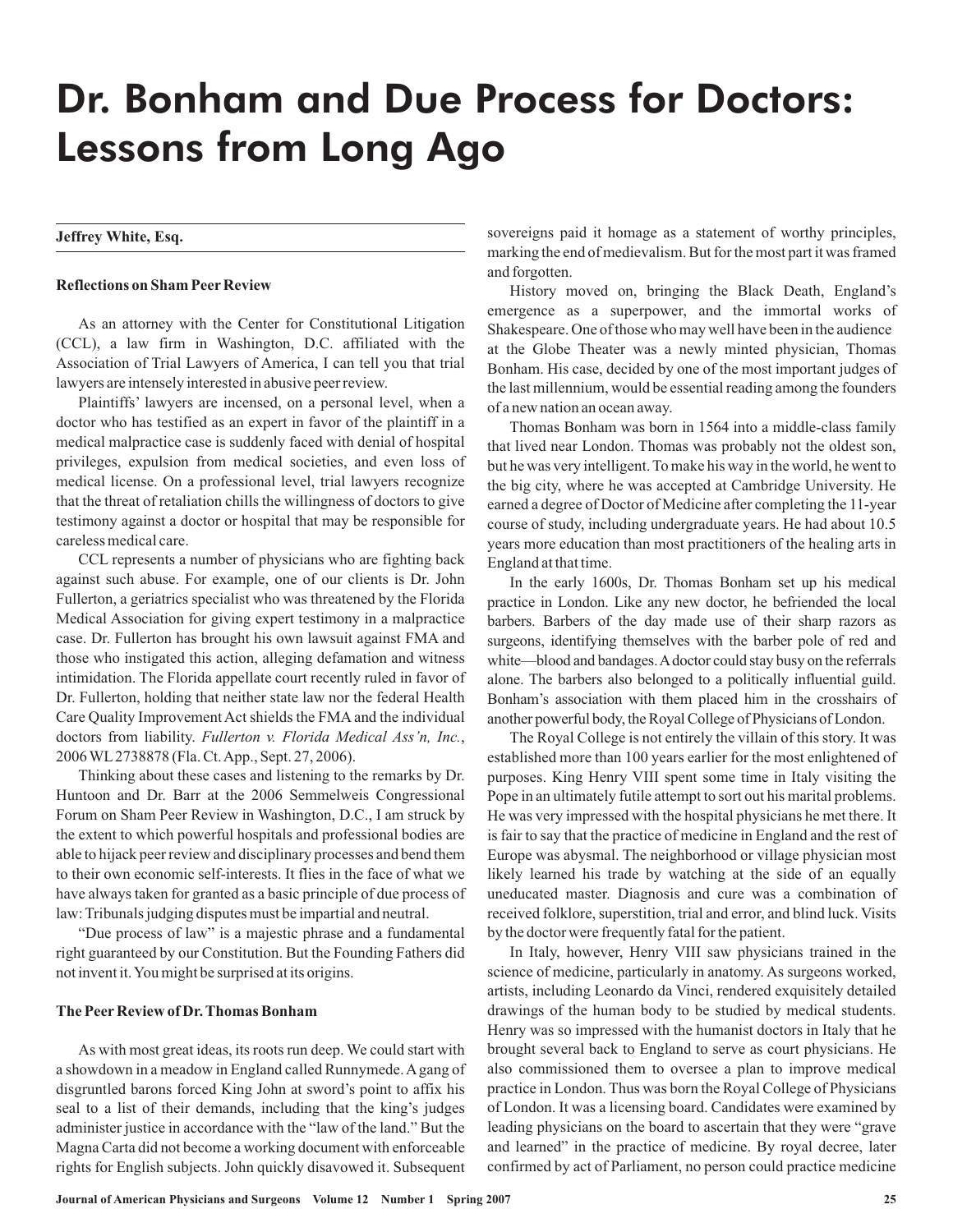# Dr. Bonham and Due Process for Doctors: Lessons from Long Ago

**Jeffrey White, Esq.**

### Reflections on Sham Peer Review

As an attorney with the Center for Constitutional Litigation (CCL), a law firm in Washington, D.C. affiliated with the Association of Trial Lawyers of America, I can tell you that trial lawyers are intensely interested in abusive peer review.

Plaintiffs' lawyers are incensed, on a personal level, when a doctor who has testified as an expert in favor of the plaintiff in a medical malpractice case is suddenly faced with denial of hospital privileges, expulsion from medical societies, and even loss of medical license. On a professional level, trial lawyers recognize that the threat of retaliation chills the willingness of doctors to give testimony against a doctor or hospital that may be responsible for careless medical care.

CCL represents a number of physicians who are fighting back against such abuse. For example, one of our clients is Dr. John Fullerton, a geriatrics specialist who was threatened by the Florida Medical Association for giving expert testimony in a malpractice case. Dr. Fullerton has brought his own lawsuit against FMA and those who instigated this action, alleging defamation and witness intimidation. The Florida appellate court recently ruled in favor of Dr. Fullerton, holding that neither state law nor the federal Health Care Quality Improvement Act shields the FMA and the individual doctors from liability. *Fullerton v. Florida Medical Ass'n, Inc.*, 2006 WL 2738878 (Fla. Ct. App., Sept. 27, 2006).

Thinking about these cases and listening to the remarks by Dr. Huntoon and Dr. Barr at the 2006 Semmelweis Congressional Forum on Sham Peer Review in Washington, D.C., I am struck by the extent to which powerful hospitals and professional bodies are able to hijack peer review and disciplinary processes and bend them to their own economic self-interests. It flies in the face of what we have always taken for granted as a basic principle of due process of law: Tribunals judging disputes must be impartial and neutral.

"Due process of law" is a majestic phrase and a fundamental right guaranteed by our Constitution. But the Founding Fathers did not invent it. You might be surprised at its origins.

### The Peer Review of Dr. Thomas Bonham

As with most great ideas, its roots run deep. We could start with a showdown in a meadow in England called Runnymede. A gang of disgruntled barons forced King John at sword's point to affix his seal to a list of their demands, including that the king's judges administer justice in accordance with the "law of the land." But the Magna Carta did not become a working document with enforceable rights for English subjects. John quickly disavowed it. Subsequent sovereigns paid it homage as a statement of worthy principles, marking the end of medievalism. But for the most part it was framed and forgotten.

History moved on, bringing the Black Death, England's emergence as a superpower, and the immortal works of Shakespeare. One of those who may well have been in the audience at the Globe Theater was a newly minted physician, Thomas Bonham. His case, decided by one of the most important judges of the last millennium, would be essential reading among the founders of a new nation an ocean away.

Thomas Bonham was born in 1564 into a middle-class family that lived near London. Thomas was probably not the oldest son, but he was very intelligent. To make his way in the world, he went to the big city, where he was accepted at Cambridge University. He earned a degree of Doctor of Medicine after completing the 11-year course of study, including undergraduate years. He had about 10.5 years more education than most practitioners of the healing arts in England at that time.

In the early 1600s, Dr. Thomas Bonham set up his medical practice in London. Like any new doctor, he befriended the local barbers. Barbers of the day made use of their sharp razors as surgeons, identifying themselves with the barber pole of red and white—blood and bandages. A doctor could stay busy on the referrals alone. The barbers also belonged to a politically influential guild. Bonham's association with them placed him in the crosshairs of another powerful body, the Royal College of Physicians of London.

The Royal College is not entirely the villain of this story. It was established more than 100 years earlier for the most enlightened of purposes. King Henry VIII spent some time in Italy visiting the Pope in an ultimately futile attempt to sort out his marital problems. He was very impressed with the hospital physicians he met there. It is fair to say that the practice of medicine in England and the rest of Europe was abysmal. The neighborhood or village physician most likely learned his trade by watching at the side of an equally uneducated master. Diagnosis and cure was a combination of received folklore, superstition, trial and error, and blind luck. Visits by the doctor were frequently fatal for the patient.

In Italy, however, Henry VIII saw physicians trained in the science of medicine, particularly in anatomy. As surgeons worked, artists, including Leonardo da Vinci, rendered exquisitely detailed drawings of the human body to be studied by medical students. Henry was so impressed with the humanist doctors in Italy that he brought several back to England to serve as court physicians. He also commissioned them to oversee a plan to improve medical practice in London. Thus was born the Royal College of Physicians of London. It was a licensing board. Candidates were examined by leading physicians on the board to ascertain that they were "grave and learned" in the practice of medicine. By royal decree, later confirmed by act of Parliament, no person could practice medicine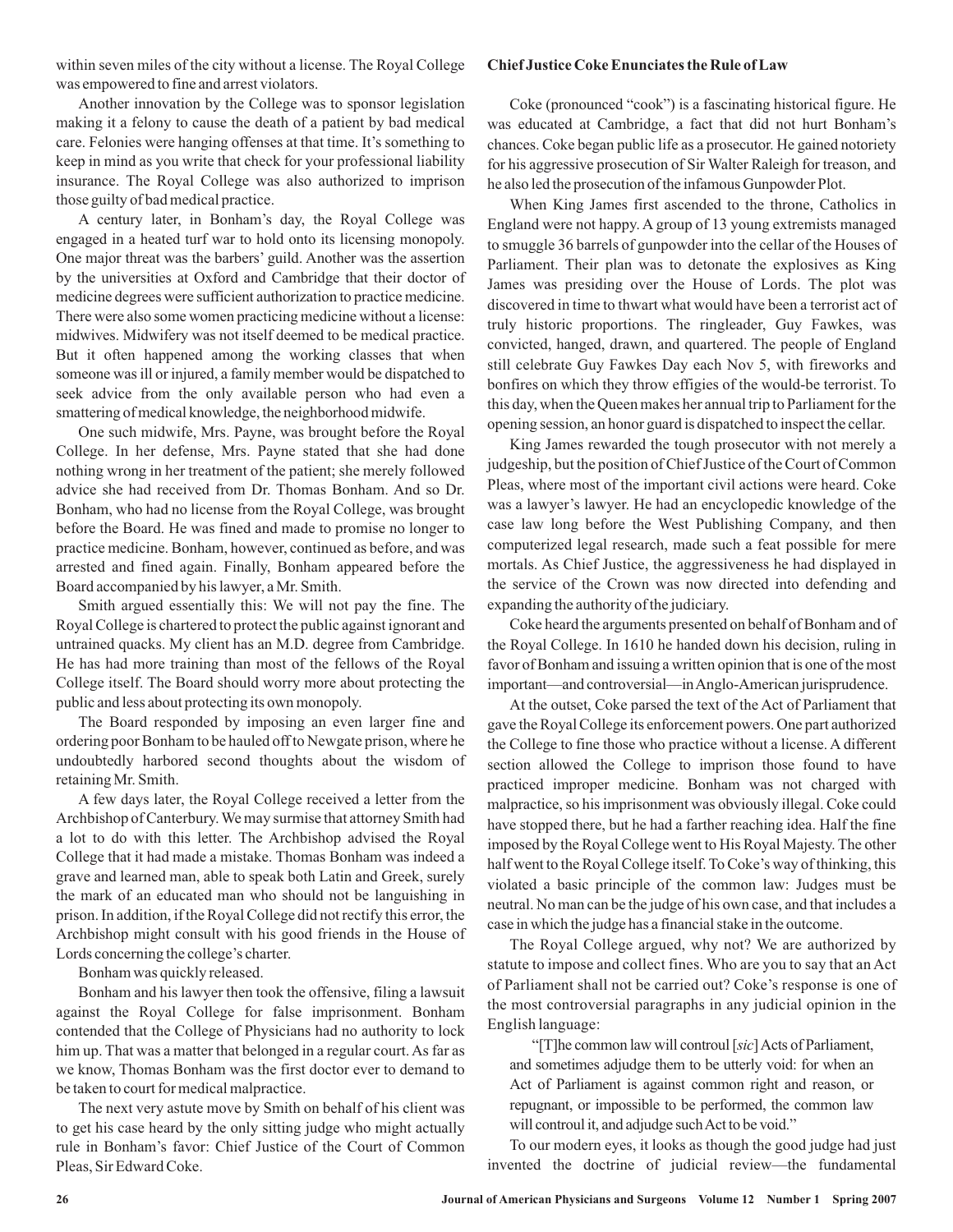within seven miles of the city without a license. The Royal College was empowered to fine and arrest violators.

Another innovation by the College was to sponsor legislation making it a felony to cause the death of a patient by bad medical care. Felonies were hanging offenses at that time. It's something to keep in mind as you write that check for your professional liability insurance. The Royal College was also authorized to imprison those guilty of bad medical practice.

A century later, in Bonham's day, the Royal College was engaged in a heated turf war to hold onto its licensing monopoly. One major threat was the barbers' guild. Another was the assertion by the universities at Oxford and Cambridge that their doctor of medicine degrees were sufficient authorization to practice medicine. There were also some women practicing medicine without a license: midwives. Midwifery was not itself deemed to be medical practice. But it often happened among the working classes that when someone was ill or injured, a family member would be dispatched to seek advice from the only available person who had even a smattering of medical knowledge, the neighborhood midwife.

One such midwife, Mrs. Payne, was brought before the Royal College. In her defense, Mrs. Payne stated that she had done nothing wrong in her treatment of the patient; she merely followed advice she had received from Dr. Thomas Bonham. And so Dr. Bonham, who had no license from the Royal College, was brought before the Board. He was fined and made to promise no longer to practice medicine. Bonham, however, continued as before, and was arrested and fined again. Finally, Bonham appeared before the Board accompanied by his lawyer, a Mr. Smith.

Smith argued essentially this: We will not pay the fine. The Royal College is chartered to protect the public against ignorant and untrained quacks. My client has an M.D. degree from Cambridge. He has had more training than most of the fellows of the Royal College itself. The Board should worry more about protecting the public and less about protecting its own monopoly.

The Board responded by imposing an even larger fine and ordering poor Bonham to be hauled off to Newgate prison, where he undoubtedly harbored second thoughts about the wisdom of retaining Mr. Smith.

A few days later, the Royal College received a letter from the Archbishop of Canterbury. We may surmise that attorney Smith had a lot to do with this letter. The Archbishop advised the Royal College that it had made a mistake. Thomas Bonham was indeed a grave and learned man, able to speak both Latin and Greek, surely the mark of an educated man who should not be languishing in prison. In addition, if the Royal College did not rectify this error, the Archbishop might consult with his good friends in the House of Lords concerning the college's charter.

Bonham was quickly released.

Bonham and his lawyer then took the offensive, filing a lawsuit against the Royal College for false imprisonment. Bonham contended that the College of Physicians had no authority to lock him up. That was a matter that belonged in a regular court. As far as we know, Thomas Bonham was the first doctor ever to demand to be taken to court for medical malpractice.

The next very astute move by Smith on behalf of his client was to get his case heard by the only sitting judge who might actually rule in Bonham's favor: Chief Justice of the Court of Common Pleas, Sir Edward Coke.

**Chief Justice Coke Enunciates the Rule of Law**

Coke (pronounced "cook") is a fascinating historical figure. He was educated at Cambridge, a fact that did not hurt Bonham's chances. Coke began public life as a prosecutor. He gained notoriety for his aggressive prosecution of Sir Walter Raleigh for treason, and he also led the prosecution of the infamous Gunpowder Plot.

When King James first ascended to the throne, Catholics in England were not happy. A group of 13 young extremists managed to smuggle 36 barrels of gunpowder into the cellar of the Houses of Parliament. Their plan was to detonate the explosives as King James was presiding over the House of Lords. The plot was discovered in time to thwart what would have been a terrorist act of truly historic proportions. The ringleader, Guy Fawkes, was convicted, hanged, drawn, and quartered. The people of England still celebrate Guy Fawkes Day each Nov 5, with fireworks and bonfires on which they throw effigies of the would-be terrorist. To this day, when the Queen makes her annual trip to Parliament for the opening session, an honor guard is dispatched to inspect the cellar.

King James rewarded the tough prosecutor with not merely a judgeship, but the position of Chief Justice of the Court of Common Pleas, where most of the important civil actions were heard. Coke was a lawyer's lawyer. He had an encyclopedic knowledge of the case law long before the West Publishing Company, and then computerized legal research, made such a feat possible for mere mortals. As Chief Justice, the aggressiveness he had displayed in the service of the Crown was now directed into defending and expanding the authority of the judiciary.

Coke heard the arguments presented on behalf of Bonham and of the Royal College. In 1610 he handed down his decision, ruling in favor of Bonham and issuing a written opinion that is one of the most important—and controversial—in Anglo-American jurisprudence.

At the outset, Coke parsed the text of the Act of Parliament that gave the Royal College its enforcement powers. One part authorized the College to fine those who practice without a license. A different section allowed the College to imprison those found to have practiced improper medicine. Bonham was not charged with malpractice, so his imprisonment was obviously illegal. Coke could have stopped there, but he had a farther reaching idea. Half the fine imposed by the Royal College went to His Royal Majesty. The other half went to the Royal College itself. To Coke's way of thinking, this violated a basic principle of the common law: Judges must be neutral. No man can be the judge of his own case, and that includes a case in which the judge has a financial stake in the outcome.

The Royal College argued, why not? We are authorized by statute to impose and collect fines. Who are you to say that an Act of Parliament shall not be carried out? Coke's response is one of the most controversial paragraphs in any judicial opinion in the English language:

> "[T]he common law will controul [*sic*] Acts of Parliament, and sometimes adjudge them to be utterly void: for when an Act of Parliament is against common right and reason, or repugnant, or impossible to be performed, the common law will controul it, and adjudge such Act to be void."

To our modern eyes, it looks as though the good judge had just invented the doctrine of judicial review—the fundamental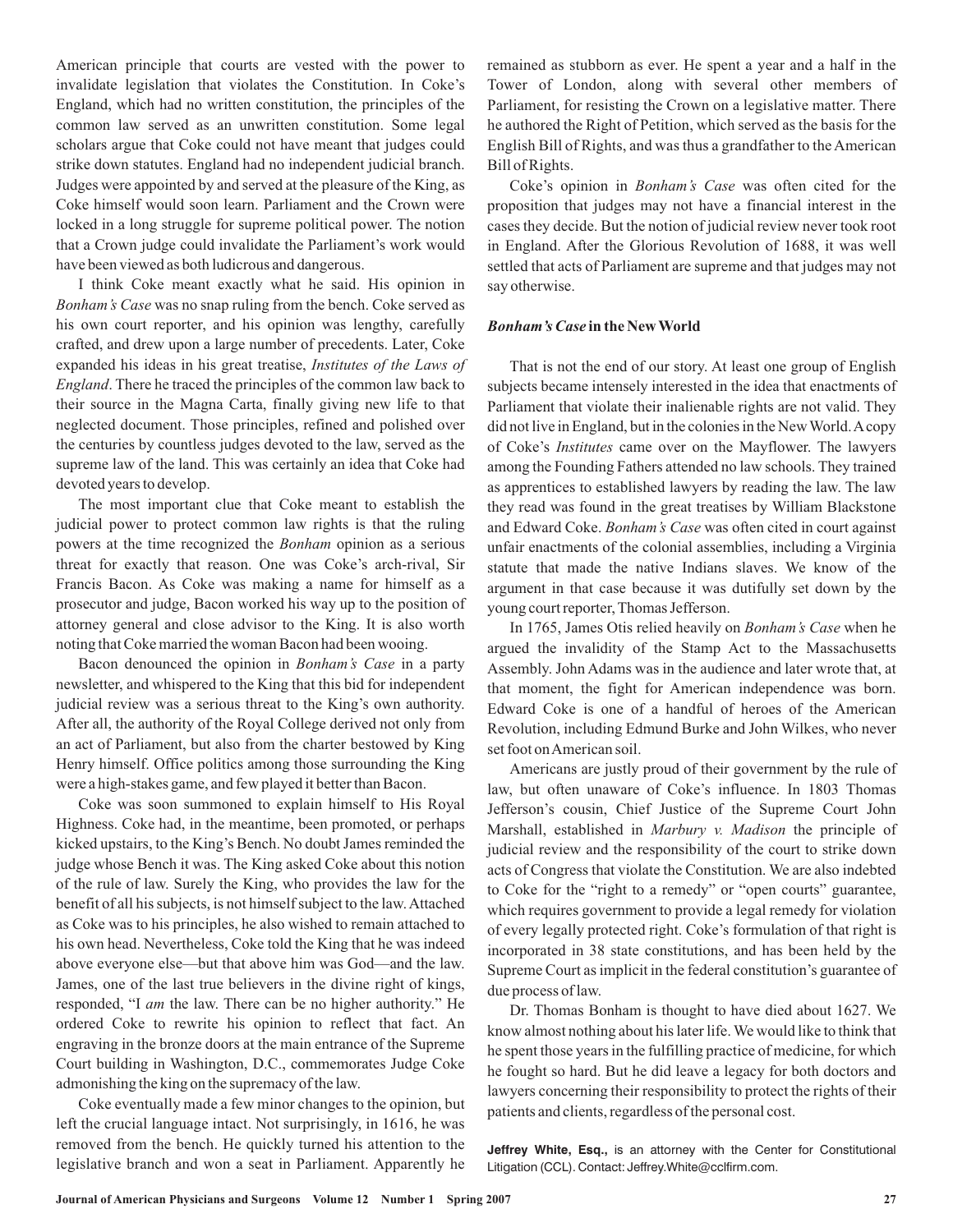American principle that courts are vested with the power to invalidate legislation that violates the Constitution. In Coke's England, which had no written constitution, the principles of the common law served as an unwritten constitution. Some legal scholars argue that Coke could not have meant that judges could strike down statutes. England had no independent judicial branch. Judges were appointed by and served at the pleasure of the King, as Coke himself would soon learn. Parliament and the Crown were locked in a long struggle for supreme political power. The notion that a Crown judge could invalidate the Parliament's work would have been viewed as both ludicrous and dangerous.

I think Coke meant exactly what he said. His opinion in *Bonham's Case* was no snap ruling from the bench. Coke served as his own court reporter, and his opinion was lengthy, carefully crafted, and drew upon a large number of precedents. Later, Coke expanded his ideas in his great treatise, *Institutes of the Laws of England*. There he traced the principles of the common law back to their source in the Magna Carta, finally giving new life to that neglected document. Those principles, refined and polished over the centuries by countless judges devoted to the law, served as the supreme law of the land. This was certainly an idea that Coke had devoted years to develop.

The most important clue that Coke meant to establish the judicial power to protect common law rights is that the ruling powers at the time recognized the *Bonham* opinion as a serious threat for exactly that reason. One was Coke's arch-rival, Sir Francis Bacon. As Coke was making a name for himself as a prosecutor and judge, Bacon worked his way up to the position of attorney general and close advisor to the King. It is also worth noting that Coke married the woman Bacon had been wooing.

Bacon denounced the opinion in *Bonham's Case* in a party newsletter, and whispered to the King that this bid for independent judicial review was a serious threat to the King's own authority. After all, the authority of the Royal College derived not only from an act of Parliament, but also from the charter bestowed by King Henry himself. Office politics among those surrounding the King were a high-stakes game, and few played it better than Bacon.

Coke was soon summoned to explain himself to His Royal Highness. Coke had, in the meantime, been promoted, or perhaps kicked upstairs, to the King's Bench. No doubt James reminded the judge whose Bench it was. The King asked Coke about this notion of the rule of law. Surely the King, who provides the law for the benefit of all his subjects, is not himself subject to the law. Attached as Coke was to his principles, he also wished to remain attached to his own head. Nevertheless, Coke told the King that he was indeed above everyone else—but that above him was God—and the law. James, one of the last true believers in the divine right of kings, responded, "I *am* the law. There can be no higher authority." He ordered Coke to rewrite his opinion to reflect that fact. An engraving in the bronze doors at the main entrance of the Supreme Court building in Washington, D.C., commemorates Judge Coke admonishing the king on the supremacy of the law.

Coke eventually made a few minor changes to the opinion, but left the crucial language intact. Not surprisingly, in 1616, he was removed from the bench. He quickly turned his attention to the legislative branch and won a seat in Parliament. Apparently he remained as stubborn as ever. He spent a year and a half in the Tower of London, along with several other members of Parliament, for resisting the Crown on a legislative matter. There he authored the Right of Petition, which served as the basis for the English Bill of Rights, and was thus a grandfather to the American Bill of Rights.

Coke's opinion in *Bonham's Case* was often cited for the proposition that judges may not have a financial interest in the cases they decide. But the notion of judicial review never took root in England. After the Glorious Revolution of 1688, it was well settled that acts of Parliament are supreme and that judges may not say otherwise.

### *Bonham's Case* in the New World

That is not the end of our story. At least one group of English subjects became intensely interested in the idea that enactments of Parliament that violate their inalienable rights are not valid. They did not live in England, but in the colonies in the New World. A copy of Coke's *Institutes* came over on the Mayflower. The lawyers among the Founding Fathers attended no law schools. They trained as apprentices to established lawyers by reading the law. The law they read was found in the great treatises by William Blackstone and Edward Coke. *Bonham's Case* was often cited in court against unfair enactments of the colonial assemblies, including a Virginia statute that made the native Indians slaves. We know of the argument in that case because it was dutifully set down by the young court reporter, Thomas Jefferson.

In 1765, James Otis relied heavily on *Bonham's Case* when he argued the invalidity of the Stamp Act to the Massachusetts Assembly. John Adams was in the audience and later wrote that, at that moment, the fight for American independence was born. Edward Coke is one of a handful of heroes of the American Revolution, including Edmund Burke and John Wilkes, who never set foot on American soil.

Americans are justly proud of their government by the rule of law, but often unaware of Coke's influence. In 1803 Thomas Jefferson's cousin, Chief Justice of the Supreme Court John Marshall, established in *Marbury v. Madison* the principle of judicial review and the responsibility of the court to strike down acts of Congress that violate the Constitution. We are also indebted to Coke for the "right to a remedy" or "open courts" guarantee, which requires government to provide a legal remedy for violation of every legally protected right. Coke's formulation of that right is incorporated in 38 state constitutions, and has been held by the Supreme Court as implicit in the federal constitution's guarantee of due process of law.

Dr. Thomas Bonham is thought to have died about 1627. We know almost nothing about his later life. We would like to think that he spent those years in the fulfilling practice of medicine, for which he fought so hard. But he did leave a legacy for both doctors and lawyers concerning their responsibility to protect the rights of their patients and clients, regardless of the personal cost.

**Jeffrey White, Esq.,** is an attorney with the Center for Constitutional Litigation (CCL). Contact: Jeffrey.White@cclfirm.com.